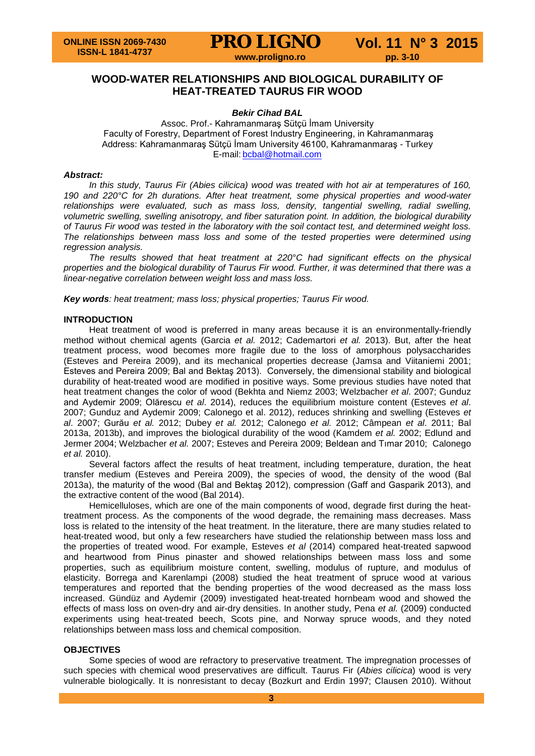# WOOD-WATER RELATIONSHIPS AND BIOLOGICAL DURABILITY OF HEAT-TREATED TAURUS FIR WOOD

***Bekir Cihad BAL***

Assoc. Prof.- Kahramanmaraş Sütçü İmam University
Faculty of Forestry, Department of Forest Industry Engineering, in Kahramanmaraş
Address: Kahramanmaraş Sütçü İmam University 46100, Kahramanmaraş - Turkey
E-mail: bcbal@hotmail.com

***Abstract:***

*In this study, Taurus Fir (Abies cilicica) wood was treated with hot air at temperatures of 160, 190 and 220°C for 2h durations. After heat treatment, some physical properties and wood-water relationships were evaluated, such as mass loss, density, tangential swelling, radial swelling, volumetric swelling, swelling anisotropy, and fiber saturation point. In addition, the biological durability of Taurus Fir wood was tested in the laboratory with the soil contact test, and determined weight loss. The relationships between mass loss and some of the tested properties were determined using regression analysis.*

*The results showed that heat treatment at 220°C had significant effects on the physical properties and the biological durability of Taurus Fir wood. Further, it was determined that there was a linear-negative correlation between weight loss and mass loss.*

***Key words**: heat treatment; mass loss; physical properties; Taurus Fir wood.*

## INTRODUCTION

Heat treatment of wood is preferred in many areas because it is an environmentally-friendly method without chemical agents (Garcia *et al.* 2012; Cademartori *et al.* 2013). But, after the heat treatment process, wood becomes more fragile due to the loss of amorphous polysaccharides (Esteves and Pereira 2009), and its mechanical properties decrease (Jamsa and Viitaniemi 2001; Esteves and Pereira 2009; Bal and Bektaş 2013). Conversely, the dimensional stability and biological durability of heat-treated wood are modified in positive ways. Some previous studies have noted that heat treatment changes the color of wood (Bekhta and Niemz 2003; Welzbacher *et al*. 2007; Gunduz and Aydemir 2009; Olărescu *et al*. 2014), reduces the equilibrium moisture content (Esteves *et al*. 2007; Gunduz and Aydemir 2009; Calonego et al. 2012), reduces shrinking and swelling (Esteves *et al*. 2007; Gurău *et al.* 2012; Dubey *et al.* 2012; Calonego *et al.* 2012; Câmpean *et al*. 2011; Bal 2013a, 2013b), and improves the biological durability of the wood (Kamdem *et al.* 2002; Edlund and Jermer 2004; Welzbacher *et al.* 2007; Esteves and Pereira 2009; Beldean and Tımar 2010; Calonego *et al.* 2010).

Several factors affect the results of heat treatment, including temperature, duration, the heat transfer medium (Esteves and Pereira 2009), the species of wood, the density of the wood (Bal 2013a), the maturity of the wood (Bal and Bektaş 2012), compression (Gaff and Gasparik 2013), and the extractive content of the wood (Bal 2014).

Hemicelluloses, which are one of the main components of wood, degrade first during the heat-treatment process. As the components of the wood degrade, the remaining mass decreases. Mass loss is related to the intensity of the heat treatment. In the literature, there are many studies related to heat-treated wood, but only a few researchers have studied the relationship between mass loss and the properties of treated wood. For example, Esteves *et al* (2014) compared heat-treated sapwood and heartwood from Pinus pinaster and showed relationships between mass loss and some properties, such as equilibrium moisture content, swelling, modulus of rupture, and modulus of elasticity. Borrega and Karenlampi (2008) studied the heat treatment of spruce wood at various temperatures and reported that the bending properties of the wood decreased as the mass loss increased. Gündüz and Aydemir (2009) investigated heat-treated hornbeam wood and showed the effects of mass loss on oven-dry and air-dry densities. In another study, Pena *et al.* (2009) conducted experiments using heat-treated beech, Scots pine, and Norway spruce woods, and they noted relationships between mass loss and chemical composition.

## OBJECTIVES

Some species of wood are refractory to preservative treatment. The impregnation processes of such species with chemical wood preservatives are difficult. Taurus Fir (*Abies cilicica*) wood is very vulnerable biologically. It is nonresistant to decay (Bozkurt and Erdin 1997; Clausen 2010). Without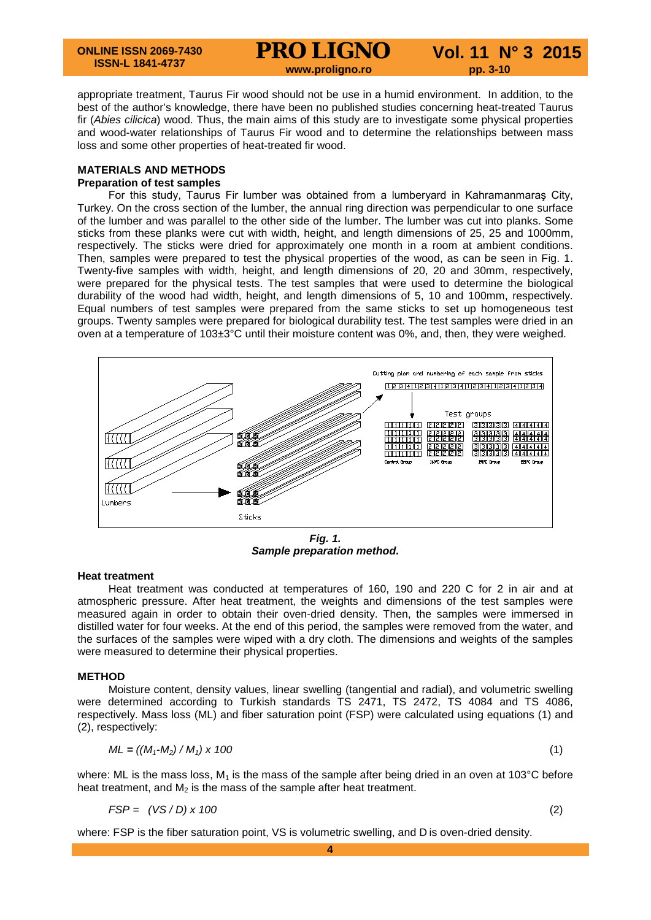appropriate treatment, Taurus Fir wood should not be use in a humid environment. In addition, to the best of the author's knowledge, there have been no published studies concerning heat-treated Taurus fir (*Abies cilicica*) wood. Thus, the main aims of this study are to investigate some physical properties and wood-water relationships of Taurus Fir wood and to determine the relationships between mass loss and some other properties of heat-treated fir wood.

## MATERIALS AND METHODS

### Preparation of test samples

For this study, Taurus Fir lumber was obtained from a lumberyard in Kahramanmaraş City, Turkey. On the cross section of the lumber, the annual ring direction was perpendicular to one surface of the lumber and was parallel to the other side of the lumber. The lumber was cut into planks. Some sticks from these planks were cut with width, height, and length dimensions of 25, 25 and 1000mm, respectively. The sticks were dried for approximately one month in a room at ambient conditions. Then, samples were prepared to test the physical properties of the wood, as can be seen in Fig. 1. Twenty-five samples with width, height, and length dimensions of 20, 20 and 30mm, respectively, were prepared for the physical tests. The test samples that were used to determine the biological durability of the wood had width, height, and length dimensions of 5, 10 and 100mm, respectively. Equal numbers of test samples were prepared from the same sticks to set up homogeneous test groups. Twenty samples were prepared for biological durability test. The test samples were dried in an oven at a temperature of 103±3°C until their moisture content was 0%, and, then, they were weighed.

***Fig. 1.***
***Sample preparation method.***

### Heat treatment

Heat treatment was conducted at temperatures of 160, 190 and 220 C for 2 in air and at atmospheric pressure. After heat treatment, the weights and dimensions of the test samples were measured again in order to obtain their oven-dried density. Then, the samples were immersed in distilled water for four weeks. At the end of this period, the samples were removed from the water, and the surfaces of the samples were wiped with a dry cloth. The dimensions and weights of the samples were measured to determine their physical properties.

### METHOD

Moisture content, density values, linear swelling (tangential and radial), and volumetric swelling were determined according to Turkish standards TS 2471, TS 2472, TS 4084 and TS 4086, respectively. Mass loss (ML) and fiber saturation point (FSP) were calculated using equations (1) and (2), respectively:

$$ML = ((M_1 - M_2) / M_1) \times 100 \tag{1}$$

where: ML is the mass loss, $M_1$ is the mass of the sample after being dried in an oven at 103°C before heat treatment, and $M_2$ is the mass of the sample after heat treatment.

$$FSP = (VS / D) \times 100 \tag{2}$$

where: FSP is the fiber saturation point, VS is volumetric swelling, and D is oven-dried density.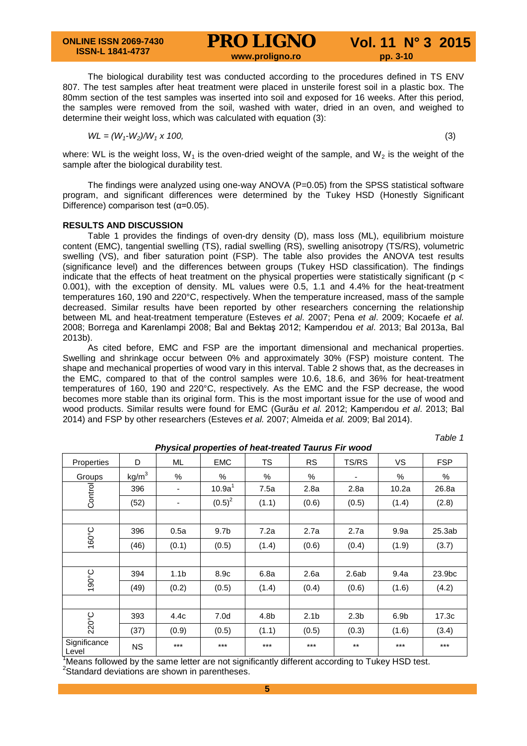The biological durability test was conducted according to the procedures defined in TS ENV 807. The test samples after heat treatment were placed in unsterile forest soil in a plastic box. The 80mm section of the test samples was inserted into soil and exposed for 16 weeks. After this period, the samples were removed from the soil, washed with water, dried in an oven, and weighed to determine their weight loss, which was calculated with equation (3):

$$WL = (W_1 - W_2)/W_1 \times 100, \tag{3}$$

where: WL is the weight loss, $W_1$ is the oven-dried weight of the sample, and $W_2$ is the weight of the sample after the biological durability test.

The findings were analyzed using one-way ANOVA (P=0.05) from the SPSS statistical software program, and significant differences were determined by the Tukey HSD (Honestly Significant Difference) comparison test (α=0.05).

### RESULTS AND DISCUSSION

Table 1 provides the findings of oven-dry density (D), mass loss (ML), equilibrium moisture content (EMC), tangential swelling (TS), radial swelling (RS), swelling anisotropy (TS/RS), volumetric swelling (VS), and fiber saturation point (FSP). The table also provides the ANOVA test results (significance level) and the differences between groups (Tukey HSD classification). The findings indicate that the effects of heat treatment on the physical properties were statistically significant ($p < 0.001$), with the exception of density. ML values were 0.5, 1.1 and 4.4% for the heat-treatment temperatures 160, 190 and 220°C, respectively. When the temperature increased, mass of the sample decreased. Similar results have been reported by other researchers concerning the relationship between ML and heat-treatment temperature (Esteves *et al*. 2007; Pena *et al*. 2009; Kocaefe *et al.* 2008; Borrega and Karenlampi 2008; Bal and Bektaş 2012; Kamperıdou *et al*. 2013; Bal 2013a, Bal 2013b).

As cited before, EMC and FSP are the important dimensional and mechanical properties. Swelling and shrinkage occur between 0% and approximately 30% (FSP) moisture content. The shape and mechanical properties of wood vary in this interval. Table 2 shows that, as the decreases in the EMC, compared to that of the control samples were 10.6, 18.6, and 36% for heat-treatment temperatures of 160, 190 and 220°C, respectively. As the EMC and the FSP decrease, the wood becomes more stable than its original form. This is the most important issue for the use of wood and wood products. Similar results were found for EMC (Gurău *et al.* 2012; Kamperıdou *et al*. 2013; Bal 2014) and FSP by other researchers (Esteves *et al.* 2007; Almeida *et al.* 2009; Bal 2014).

*Table 1*

***Physical properties of heat-treated Taurus Fir wood***

| Properties | D | ML | EMC | TS | RS | TS/RS | VS | FSP |
|---|---|---|---|---|---|---|---|---|
| Groups | kg/m$^3$ | % | % | % | % | - | % | % |
| Control | 396 | - | 10.9a[1] | 7.5a | 2.8a | 2.8a | 10.2a | 26.8a |
| | (52) | - | (0.5)[2] | (1.1) | (0.6) | (0.5) | (1.4) | (2.8) |
| 160°C | 396 | 0.5a | 9.7b | 7.2a | 2.7a | 2.7a | 9.9a | 25.3ab |
| | (46) | (0.1) | (0.5) | (1.4) | (0.6) | (0.4) | (1.9) | (3.7) |
| 190°C | 394 | 1.1b | 8.9c | 6.8a | 2.6a | 2.6ab | 9.4a | 23.9bc |
| | (49) | (0.2) | (0.5) | (1.4) | (0.4) | (0.6) | (1.6) | (4.2) |
| 220°C | 393 | 4.4c | 7.0d | 4.8b | 2.1b | 2.3b | 6.9b | 17.3c |
| | (37) | (0.9) | (0.5) | (1.1) | (0.5) | (0.3) | (1.6) | (3.4) |
| Significance Level | NS | *** | *** | *** | *** | ** | *** | *** |

[1]Means followed by the same letter are not significantly different according to Tukey HSD test.
[2]Standard deviations are shown in parentheses.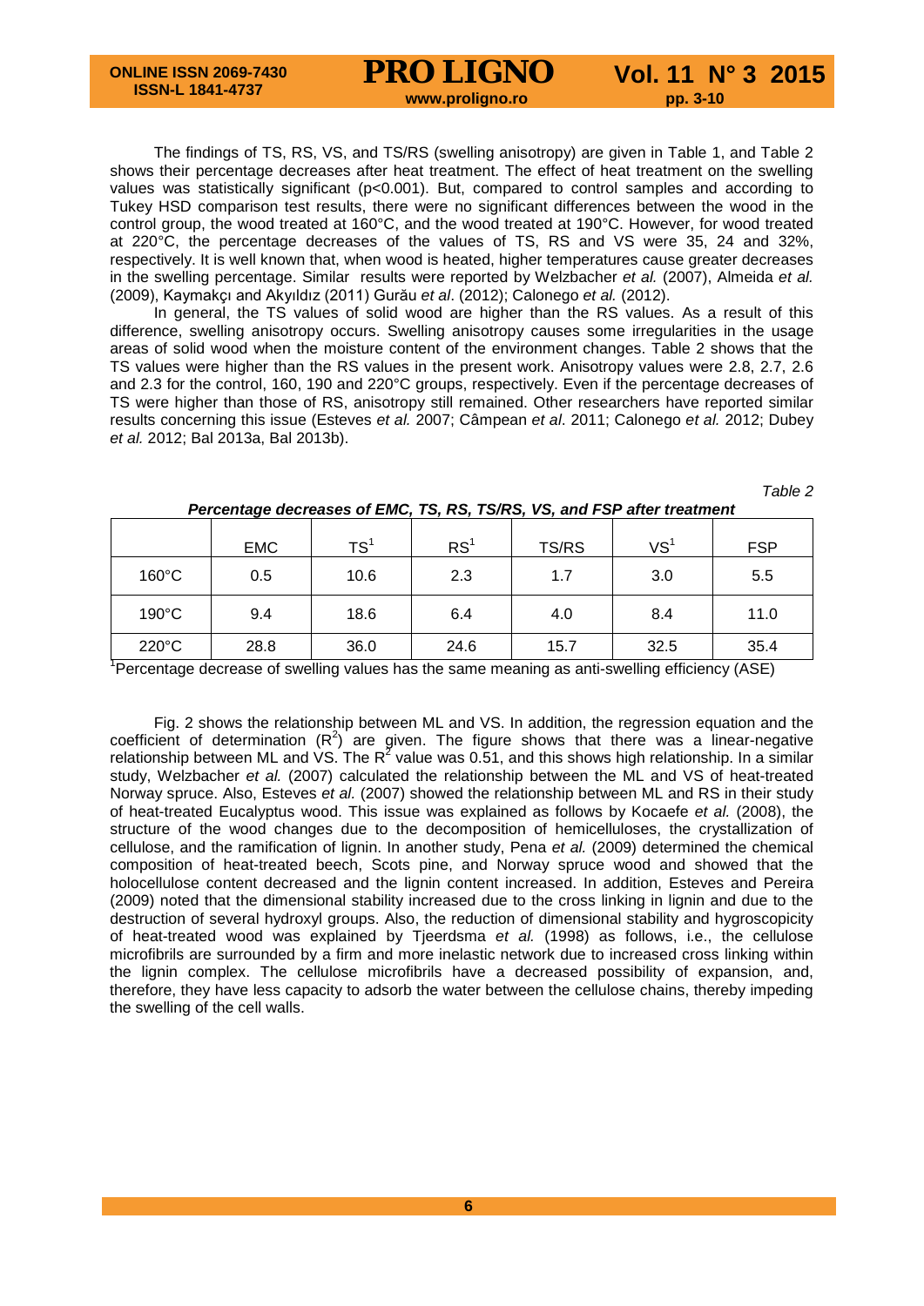The findings of TS, RS, VS, and TS/RS (swelling anisotropy) are given in Table 1, and Table 2 shows their percentage decreases after heat treatment. The effect of heat treatment on the swelling values was statistically significant ($p<0.001$). But, compared to control samples and according to Tukey HSD comparison test results, there were no significant differences between the wood in the control group, the wood treated at 160°C, and the wood treated at 190°C. However, for wood treated at 220°C, the percentage decreases of the values of TS, RS and VS were 35, 24 and 32%, respectively. It is well known that, when wood is heated, higher temperatures cause greater decreases in the swelling percentage. Similar results were reported by Welzbacher *et al.* (2007), Almeida *et al.* (2009), Kaymakçı and Akyıldız (2011) Gurău *et al*. (2012); Calonego *et al.* (2012).

In general, the TS values of solid wood are higher than the RS values. As a result of this difference, swelling anisotropy occurs. Swelling anisotropy causes some irregularities in the usage areas of solid wood when the moisture content of the environment changes. Table 2 shows that the TS values were higher than the RS values in the present work. Anisotropy values were 2.8, 2.7, 2.6 and 2.3 for the control, 160, 190 and 220°C groups, respectively. Even if the percentage decreases of TS were higher than those of RS, anisotropy still remained. Other researchers have reported similar results concerning this issue (Esteves *et al.* 2007; Câmpean *et al*. 2011; Calonego *et al.* 2012; Dubey *et al.* 2012; Bal 2013a, Bal 2013b).

*Table 2*

***Percentage decreases of EMC, TS, RS, TS/RS, VS, and FSP after treatment***

| | EMC | TS[1] | RS[1] | TS/RS | VS[1] | FSP |
|---|---|---|---|---|---|---|
| 160°C | 0.5 | 10.6 | 2.3 | 1.7 | 3.0 | 5.5 |
| 190°C | 9.4 | 18.6 | 6.4 | 4.0 | 8.4 | 11.0 |
| 220°C | 28.8 | 36.0 | 24.6 | 15.7 | 32.5 | 35.4 |

[1]Percentage decrease of swelling values has the same meaning as anti-swelling efficiency (ASE)

Fig. 2 shows the relationship between ML and VS. In addition, the regression equation and the coefficient of determination ($R^2$) are given. The figure shows that there was a linear-negative relationship between ML and VS. The $R^2$ value was 0.51, and this shows high relationship. In a similar study, Welzbacher *et al.* (2007) calculated the relationship between the ML and VS of heat-treated Norway spruce. Also, Esteves *et al.* (2007) showed the relationship between ML and RS in their study of heat-treated Eucalyptus wood. This issue was explained as follows by Kocaefe *et al.* (2008), the structure of the wood changes due to the decomposition of hemicelluloses, the crystallization of cellulose, and the ramification of lignin. In another study, Pena *et al.* (2009) determined the chemical composition of heat-treated beech, Scots pine, and Norway spruce wood and showed that the holocellulose content decreased and the lignin content increased. In addition, Esteves and Pereira (2009) noted that the dimensional stability increased due to the cross linking in lignin and due to the destruction of several hydroxyl groups. Also, the reduction of dimensional stability and hygroscopicity of heat-treated wood was explained by Tjeerdsma *et al.* (1998) as follows, i.e., the cellulose microfibrils are surrounded by a firm and more inelastic network due to increased cross linking within the lignin complex. The cellulose microfibrils have a decreased possibility of expansion, and, therefore, they have less capacity to adsorb the water between the cellulose chains, thereby impeding the swelling of the cell walls.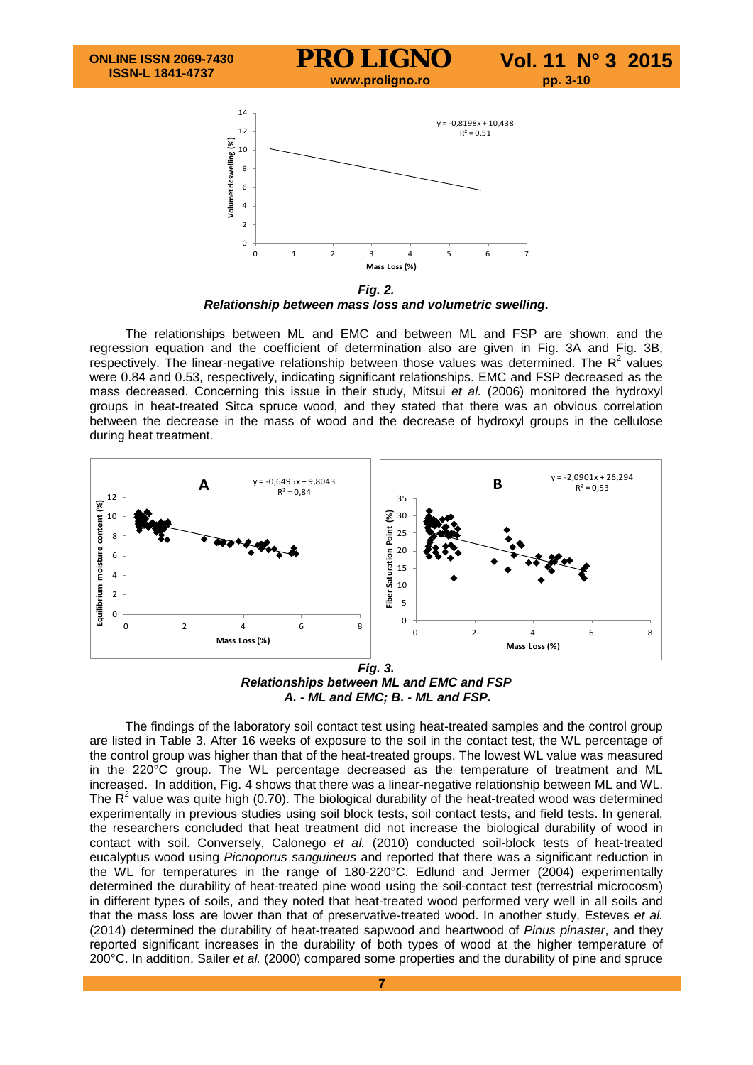***Fig. 2.***
***Relationship between mass loss and volumetric swelling.***

The relationships between ML and EMC and between ML and FSP are shown, and the regression equation and the coefficient of determination also are given in Fig. 3A and Fig. 3B, respectively. The linear-negative relationship between those values was determined. The $R^2$ values were 0.84 and 0.53, respectively, indicating significant relationships. EMC and FSP decreased as the mass decreased. Concerning this issue in their study, Mitsui *et al.* (2006) monitored the hydroxyl groups in heat-treated Sitca spruce wood, and they stated that there was an obvious correlation between the decrease in the mass of wood and the decrease of hydroxyl groups in the cellulose during heat treatment.

***Fig. 3.***
***Relationships between ML and EMC and FSP***
***A. - ML and EMC; B. - ML and FSP.***

The findings of the laboratory soil contact test using heat-treated samples and the control group are listed in Table 3. After 16 weeks of exposure to the soil in the contact test, the WL percentage of the control group was higher than that of the heat-treated groups. The lowest WL value was measured in the 220°C group. The WL percentage decreased as the temperature of treatment and ML increased. In addition, Fig. 4 shows that there was a linear-negative relationship between ML and WL. The $R^2$ value was quite high (0.70). The biological durability of the heat-treated wood was determined experimentally in previous studies using soil block tests, soil contact tests, and field tests. In general, the researchers concluded that heat treatment did not increase the biological durability of wood in contact with soil. Conversely, Calonego *et al.* (2010) conducted soil-block tests of heat-treated eucalyptus wood using *Picnoporus sanguineus* and reported that there was a significant reduction in the WL for temperatures in the range of 180-220°C. Edlund and Jermer (2004) experimentally determined the durability of heat-treated pine wood using the soil-contact test (terrestrial microcosm) in different types of soils, and they noted that heat-treated wood performed very well in all soils and that the mass loss are lower than that of preservative-treated wood. In another study, Esteves *et al.* (2014) determined the durability of heat-treated sapwood and heartwood of *Pinus pinaster*, and they reported significant increases in the durability of both types of wood at the higher temperature of 200°C. In addition, Sailer *et al.* (2000) compared some properties and the durability of pine and spruce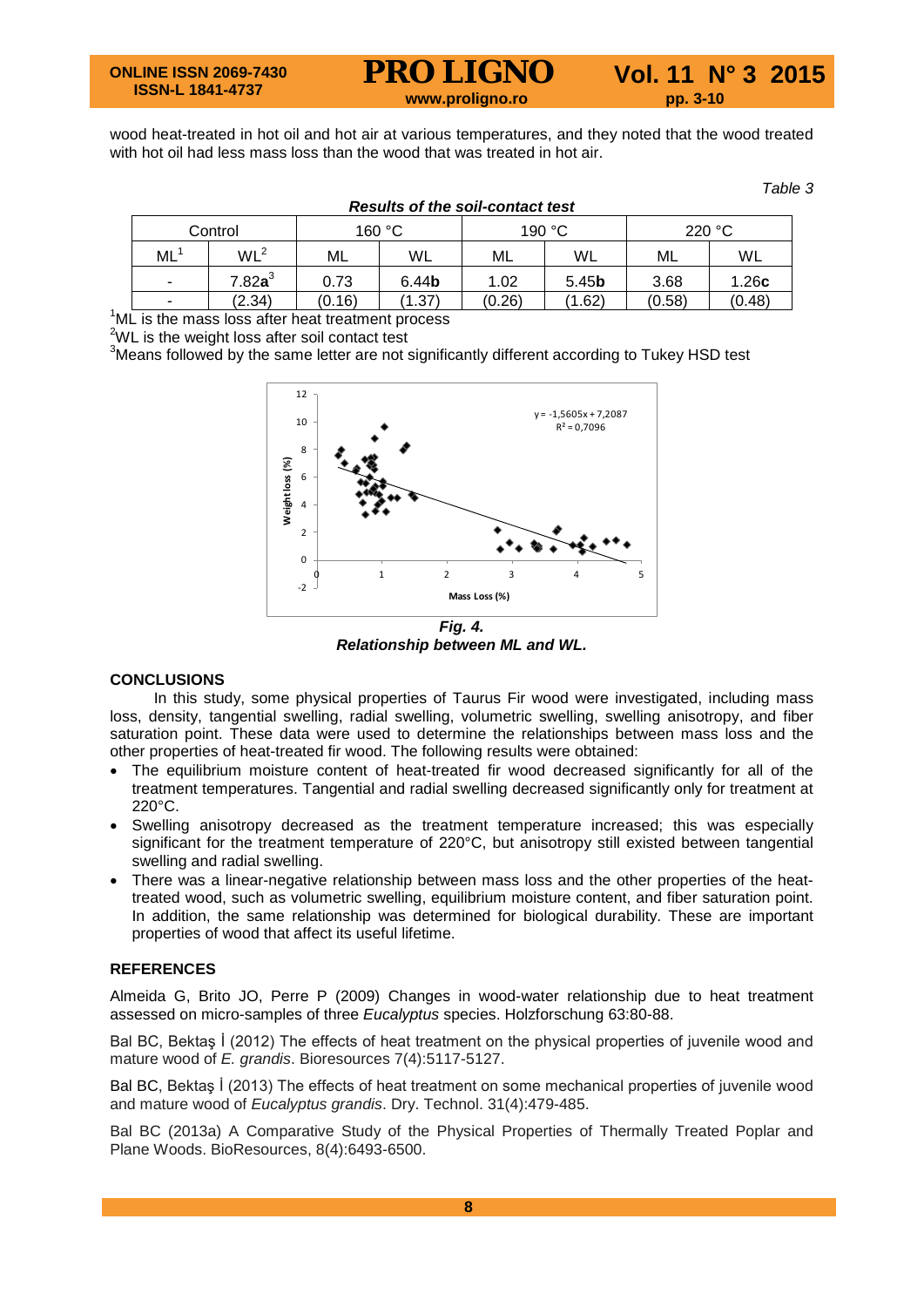wood heat-treated in hot oil and hot air at various temperatures, and they noted that the wood treated with hot oil had less mass loss than the wood that was treated in hot air.

*Table 3*

***Results of the soil-contact test***

| Control | | 160 °C | | 190 °C | | 220 °C | |
|---|---|---|---|---|---|---|---|
| ML[1] | WL[2] | ML | WL | ML | WL | ML | WL |
| - | 7.82**a**[3] | 0.73 | 6.44**b** | 1.02 | 5.45**b** | 3.68 | 1.26**c** |
| - | (2.34) | (0.16) | (1.37) | (0.26) | (1.62) | (0.58) | (0.48) |

[1]ML is the mass loss after heat treatment process

[2]WL is the weight loss after soil contact test

[3]Means followed by the same letter are not significantly different according to Tukey HSD test

***Fig. 4.***
***Relationship between ML and WL.***

## CONCLUSIONS

In this study, some physical properties of Taurus Fir wood were investigated, including mass loss, density, tangential swelling, radial swelling, volumetric swelling, swelling anisotropy, and fiber saturation point. These data were used to determine the relationships between mass loss and the other properties of heat-treated fir wood. The following results were obtained:

- The equilibrium moisture content of heat-treated fir wood decreased significantly for all of the treatment temperatures. Tangential and radial swelling decreased significantly only for treatment at 220°C.
- Swelling anisotropy decreased as the treatment temperature increased; this was especially significant for the treatment temperature of 220°C, but anisotropy still existed between tangential swelling and radial swelling.
- There was a linear-negative relationship between mass loss and the other properties of the heat-treated wood, such as volumetric swelling, equilibrium moisture content, and fiber saturation point. In addition, the same relationship was determined for biological durability. These are important properties of wood that affect its useful lifetime.

## REFERENCES

Almeida G, Brito JO, Perre P (2009) Changes in wood-water relationship due to heat treatment assessed on micro-samples of three *Eucalyptus* species. Holzforschung 63:80-88.

Bal BC, Bektaş İ (2012) The effects of heat treatment on the physical properties of juvenile wood and mature wood of *E. grandis*. Bioresources 7(4):5117-5127.

Bal BC, Bektaş İ (2013) The effects of heat treatment on some mechanical properties of juvenile wood and mature wood of *Eucalyptus grandis*. Dry. Technol. 31(4):479-485.

Bal BC (2013a) A Comparative Study of the Physical Properties of Thermally Treated Poplar and Plane Woods. BioResources, 8(4):6493-6500.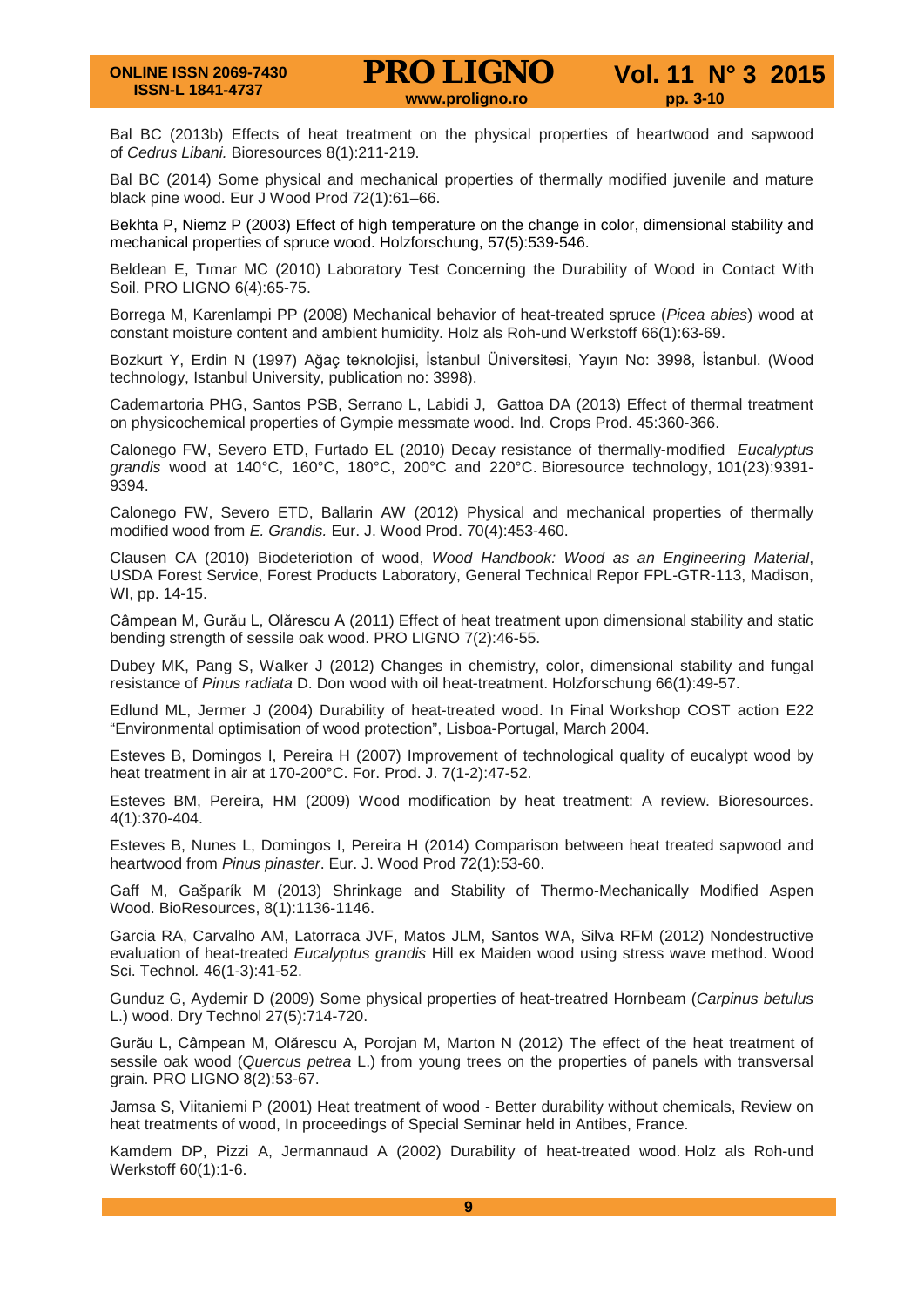Bal BC (2013b) Effects of heat treatment on the physical properties of heartwood and sapwood of *Cedrus Libani.* Bioresources 8(1):211-219.

Bal BC (2014) Some physical and mechanical properties of thermally modified juvenile and mature black pine wood. Eur J Wood Prod 72(1):61–66.

Bekhta P, Niemz P (2003) Effect of high temperature on the change in color, dimensional stability and mechanical properties of spruce wood. Holzforschung, 57(5):539-546.

Beldean E, Tımar MC (2010) Laboratory Test Concerning the Durability of Wood in Contact With Soil. PRO LIGNO 6(4):65-75.

Borrega M, Karenlampi PP (2008) Mechanical behavior of heat-treated spruce (*Picea abies*) wood at constant moisture content and ambient humidity. Holz als Roh-und Werkstoff 66(1):63-69.

Bozkurt Y, Erdin N (1997) Ağaç teknolojisi, İstanbul Üniversitesi, Yayın No: 3998, İstanbul. (Wood technology, Istanbul University, publication no: 3998).

Cademartoria PHG, Santos PSB, Serrano L, Labidi J, Gattoa DA (2013) Effect of thermal treatment on physicochemical properties of Gympie messmate wood. Ind. Crops Prod. 45:360-366.

Calonego FW, Severo ETD, Furtado EL (2010) Decay resistance of thermally-modified *Eucalyptus grandis* wood at 140°C, 160°C, 180°C, 200°C and 220°C. Bioresource technology, 101(23):9391-9394.

Calonego FW, Severo ETD, Ballarin AW (2012) Physical and mechanical properties of thermally modified wood from *E. Grandis.* Eur. J. Wood Prod. 70(4):453-460.

Clausen CA (2010) Biodeteriotion of wood, *Wood Handbook: Wood as an Engineering Material*, USDA Forest Service, Forest Products Laboratory, General Technical Repor FPL-GTR-113, Madison, WI, pp. 14-15.

Câmpean M, Gurău L, Olărescu A (2011) Effect of heat treatment upon dimensional stability and static bending strength of sessile oak wood. PRO LIGNO 7(2):46-55.

Dubey MK, Pang S, Walker J (2012) Changes in chemistry, color, dimensional stability and fungal resistance of *Pinus radiata* D. Don wood with oil heat-treatment. Holzforschung 66(1):49-57.

Edlund ML, Jermer J (2004) Durability of heat-treated wood. In Final Workshop COST action E22 "Environmental optimisation of wood protection", Lisboa-Portugal, March 2004.

Esteves B, Domingos I, Pereira H (2007) Improvement of technological quality of eucalypt wood by heat treatment in air at 170-200°C. For. Prod. J. 7(1-2):47-52.

Esteves BM, Pereira, HM (2009) Wood modification by heat treatment: A review. Bioresources. 4(1):370-404.

Esteves B, Nunes L, Domingos I, Pereira H (2014) Comparison between heat treated sapwood and heartwood from *Pinus pinaster*. Eur. J. Wood Prod 72(1):53-60.

Gaff M, Gašparík M (2013) Shrinkage and Stability of Thermo-Mechanically Modified Aspen Wood. BioResources, 8(1):1136-1146.

Garcia RA, Carvalho AM, Latorraca JVF, Matos JLM, Santos WA, Silva RFM (2012) Nondestructive evaluation of heat-treated *Eucalyptus grandis* Hill ex Maiden wood using stress wave method. Wood Sci. Technol*.* 46(1-3):41-52.

Gunduz G, Aydemir D (2009) Some physical properties of heat-treatred Hornbeam (*Carpinus betulus* L.) wood. Dry Technol 27(5):714-720.

Gurău L, Câmpean M, Olărescu A, Porojan M, Marton N (2012) The effect of the heat treatment of sessile oak wood (*Quercus petrea* L.) from young trees on the properties of panels with transversal grain. PRO LIGNO 8(2):53-67.

Jamsa S, Viitaniemi P (2001) Heat treatment of wood - Better durability without chemicals, Review on heat treatments of wood, In proceedings of Special Seminar held in Antibes, France.

Kamdem DP, Pizzi A, Jermannaud A (2002) Durability of heat-treated wood. Holz als Roh-und Werkstoff 60(1):1-6.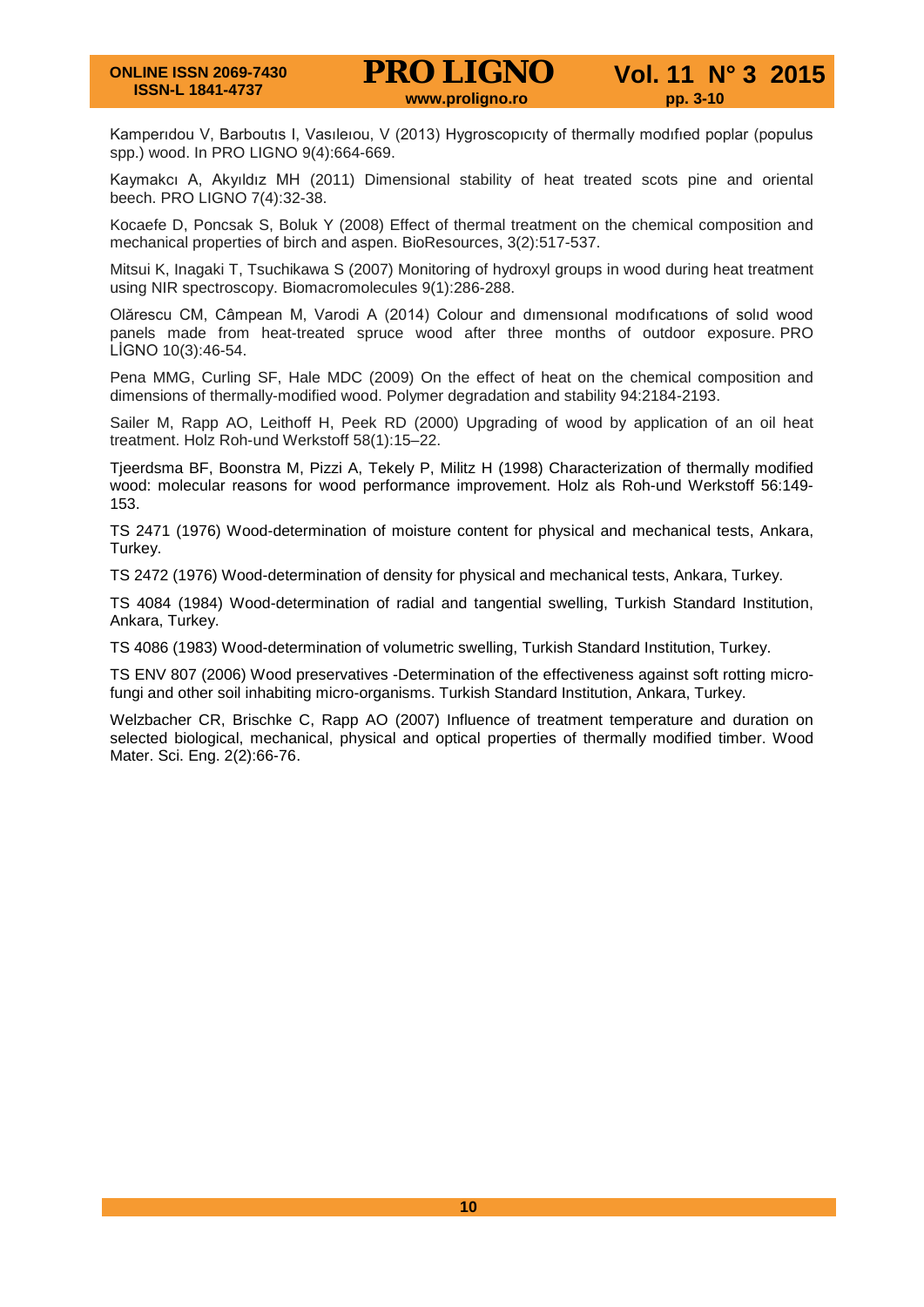Kamperıdou V, Barboutıs I, Vasıleıou, V (2013) Hygroscopıcıty of thermally modıfıed poplar (populus spp.) wood. In PRO LIGNO 9(4):664-669.

Kaymakcı A, Akyıldız MH (2011) Dimensional stability of heat treated scots pine and oriental beech. PRO LIGNO 7(4):32-38.

Kocaefe D, Poncsak S, Boluk Y (2008) Effect of thermal treatment on the chemical composition and mechanical properties of birch and aspen. BioResources, 3(2):517-537.

Mitsui K, Inagaki T, Tsuchikawa S (2007) Monitoring of hydroxyl groups in wood during heat treatment using NIR spectroscopy. Biomacromolecules 9(1):286-288.

Olărescu CM, Câmpean M, Varodi A (2014) Colour and dımensıonal modıfıcatıons of solıd wood panels made from heat-treated spruce wood after three months of outdoor exposure. PRO LİGNO 10(3):46-54.

Pena MMG, Curling SF, Hale MDC (2009) On the effect of heat on the chemical composition and dimensions of thermally-modified wood. Polymer degradation and stability 94:2184-2193.

Sailer M, Rapp AO, Leithoff H, Peek RD (2000) Upgrading of wood by application of an oil heat treatment. Holz Roh-und Werkstoff 58(1):15–22.

Tjeerdsma BF, Boonstra M, Pizzi A, Tekely P, Militz H (1998) Characterization of thermally modified wood: molecular reasons for wood performance improvement. Holz als Roh-und Werkstoff 56:149-153.

TS 2471 (1976) Wood-determination of moisture content for physical and mechanical tests, Ankara, Turkey.

TS 2472 (1976) Wood-determination of density for physical and mechanical tests, Ankara, Turkey.

TS 4084 (1984) Wood-determination of radial and tangential swelling, Turkish Standard Institution, Ankara, Turkey.

TS 4086 (1983) Wood-determination of volumetric swelling, Turkish Standard Institution, Turkey.

TS ENV 807 (2006) Wood preservatives -Determination of the effectiveness against soft rotting micro-fungi and other soil inhabiting micro-organisms. Turkish Standard Institution, Ankara, Turkey.

Welzbacher CR, Brischke C, Rapp AO (2007) Influence of treatment temperature and duration on selected biological, mechanical, physical and optical properties of thermally modified timber. Wood Mater. Sci. Eng. 2(2):66-76.